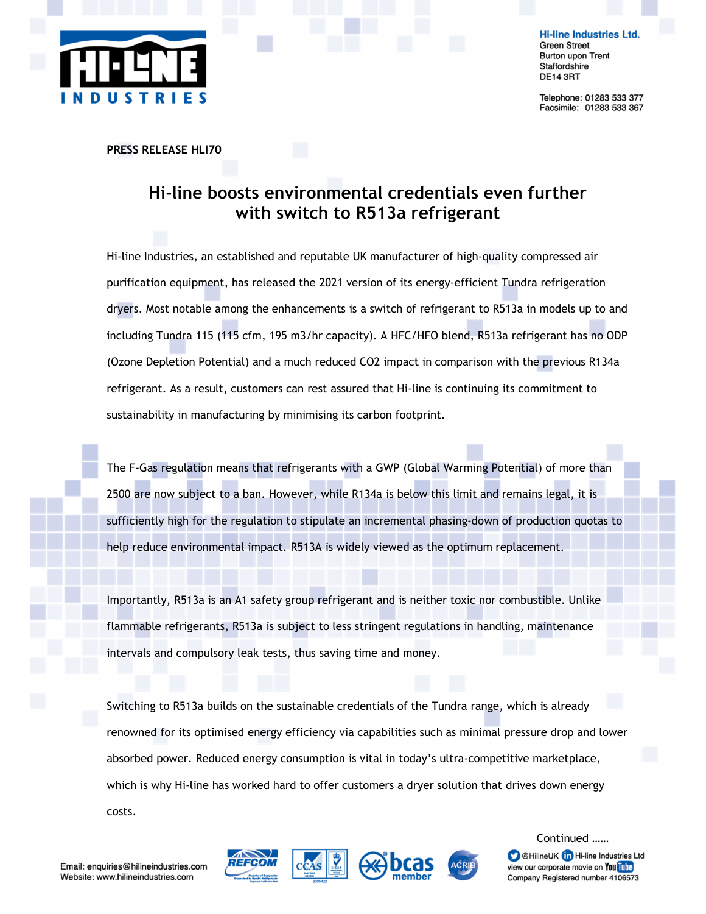Hi-line Industries Ltd.
Green Street
Burton upon Trent
Staffordshire
DE14 3RT

Telephone: 01283 533 377
Facsimile: 01283 533 367

**PRESS RELEASE HLI70**

# Hi-line boosts environmental credentials even further with switch to R513a refrigerant

Hi-line Industries, an established and reputable UK manufacturer of high-quality compressed air purification equipment, has released the 2021 version of its energy-efficient Tundra refrigeration dryers. Most notable among the enhancements is a switch of refrigerant to R513a in models up to and including Tundra 115 (115 cfm, 195 m3/hr capacity). A HFC/HFO blend, R513a refrigerant has no ODP (Ozone Depletion Potential) and a much reduced $CO_2$ impact in comparison with the previous R134a refrigerant. As a result, customers can rest assured that Hi-line is continuing its commitment to sustainability in manufacturing by minimising its carbon footprint.

The F-Gas regulation means that refrigerants with a GWP (Global Warming Potential) of more than 2500 are now subject to a ban. However, while R134a is below this limit and remains legal, it is sufficiently high for the regulation to stipulate an incremental phasing-down of production quotas to help reduce environmental impact. R513A is widely viewed as the optimum replacement.

Importantly, R513a is an A1 safety group refrigerant and is neither toxic nor combustible. Unlike flammable refrigerants, R513a is subject to less stringent regulations in handling, maintenance intervals and compulsory leak tests, thus saving time and money.

Switching to R513a builds on the sustainable credentials of the Tundra range, which is already renowned for its optimised energy efficiency via capabilities such as minimal pressure drop and lower absorbed power. Reduced energy consumption is vital in today's ultra-competitive marketplace, which is why Hi-line has worked hard to offer customers a dryer solution that drives down energy costs.

Continued ......

Email: enquiries@hilineindustries.com
Website: www.hilineindustries.com

@HilineUK Hi-line Industries Ltd
view our corporate movie on YouTube
Company Registered number 4106573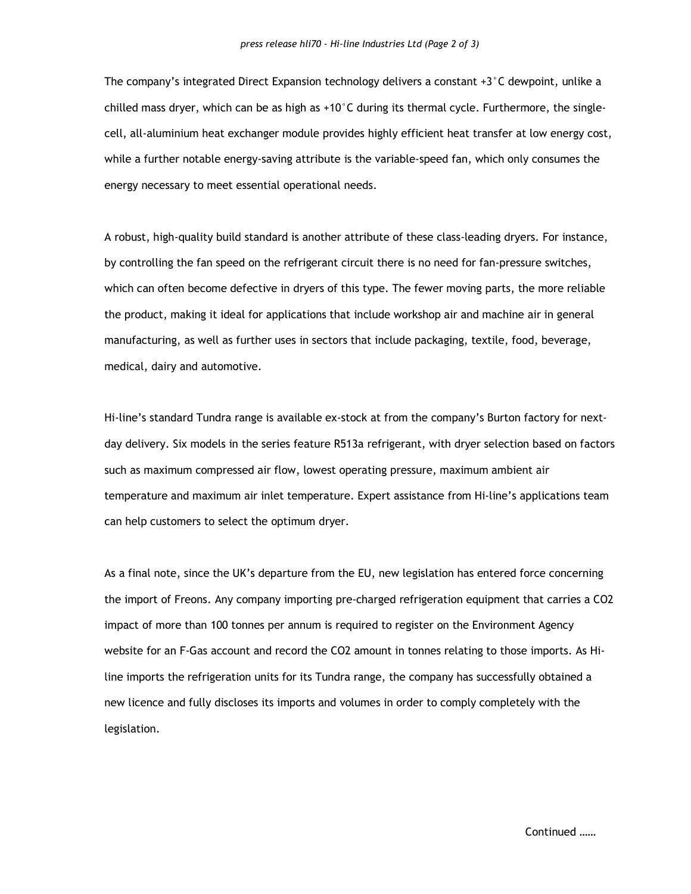The company's integrated Direct Expansion technology delivers a constant +3°C dewpoint, unlike a chilled mass dryer, which can be as high as +10°C during its thermal cycle. Furthermore, the single-cell, all-aluminium heat exchanger module provides highly efficient heat transfer at low energy cost, while a further notable energy-saving attribute is the variable-speed fan, which only consumes the energy necessary to meet essential operational needs.

A robust, high-quality build standard is another attribute of these class-leading dryers. For instance, by controlling the fan speed on the refrigerant circuit there is no need for fan-pressure switches, which can often become defective in dryers of this type. The fewer moving parts, the more reliable the product, making it ideal for applications that include workshop air and machine air in general manufacturing, as well as further uses in sectors that include packaging, textile, food, beverage, medical, dairy and automotive.

Hi-line's standard Tundra range is available ex-stock at from the company's Burton factory for next-day delivery. Six models in the series feature R513a refrigerant, with dryer selection based on factors such as maximum compressed air flow, lowest operating pressure, maximum ambient air temperature and maximum air inlet temperature. Expert assistance from Hi-line's applications team can help customers to select the optimum dryer.

As a final note, since the UK's departure from the EU, new legislation has entered force concerning the import of Freons. Any company importing pre-charged refrigeration equipment that carries a $CO_2$ impact of more than 100 tonnes per annum is required to register on the Environment Agency website for an F-Gas account and record the $CO_2$ amount in tonnes relating to those imports. As Hi-line imports the refrigeration units for its Tundra range, the company has successfully obtained a new licence and fully discloses its imports and volumes in order to comply completely with the legislation.

Continued ……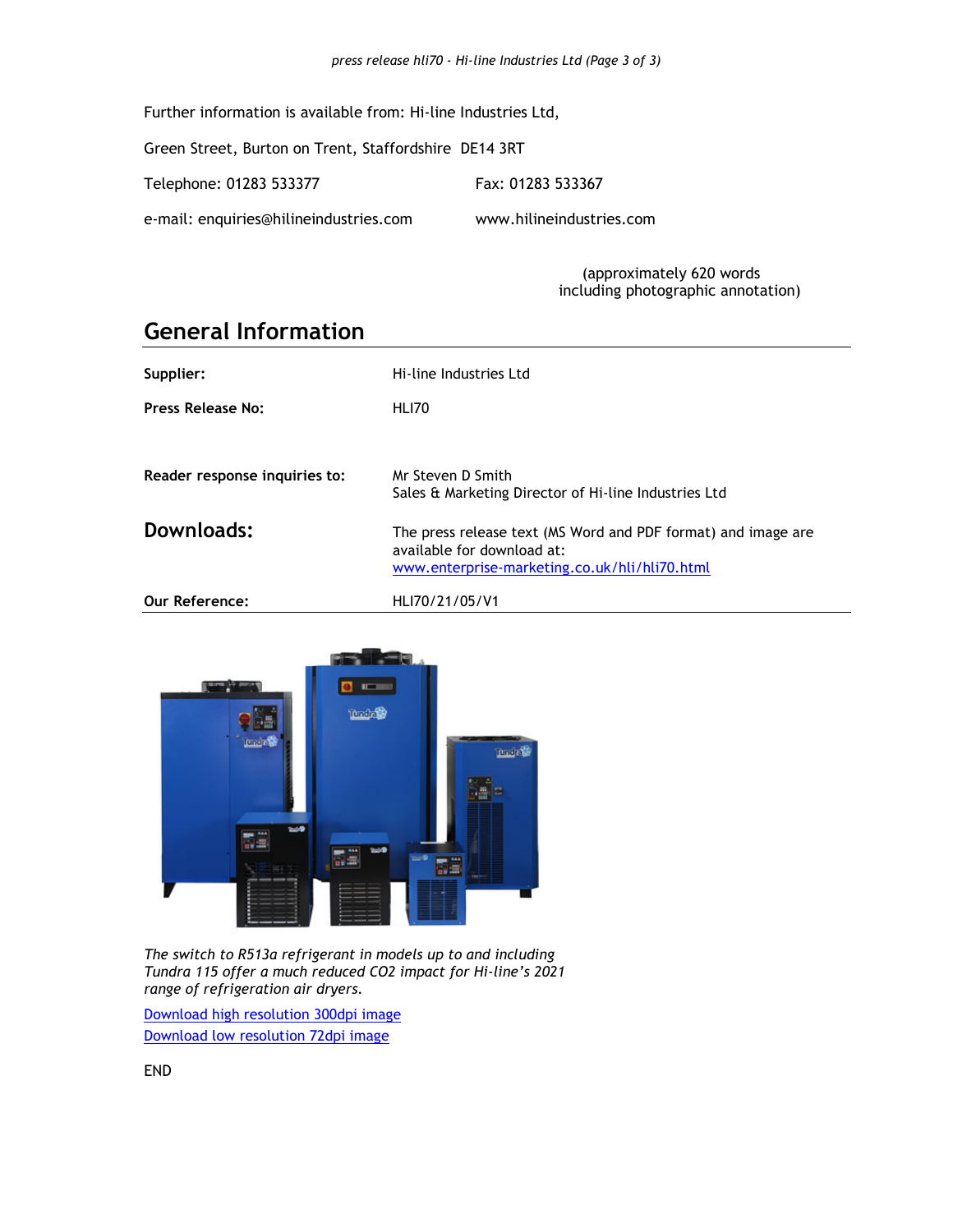Further information is available from: Hi-line Industries Ltd,

Green Street, Burton on Trent, Staffordshire DE14 3RT

Telephone: 01283 533377 Fax: 01283 533367

e-mail: enquiries@hilineindustries.com www.hilineindustries.com

(approximately 620 words including photographic annotation)

## General Information

| | |
|---|---|
| **Supplier:** | Hi-line Industries Ltd |
| **Press Release No:** | HLI70 |
| **Reader response inquiries to:** | Mr Steven D Smith<br>Sales & Marketing Director of Hi-line Industries Ltd |
| **Downloads:** | The press release text (MS Word and PDF format) and image are available for download at: [www.enterprise-marketing.co.uk/hli/hli70.html](www.enterprise-marketing.co.uk/hli/hli70.html) |
| **Our Reference:** | HLI70/21/05/V1 |

*The switch to R513a refrigerant in models up to and including Tundra 115 offer a much reduced CO2 impact for Hi-line's 2021 range of refrigeration air dryers.*

Download high resolution 300dpi image
Download low resolution 72dpi image

END